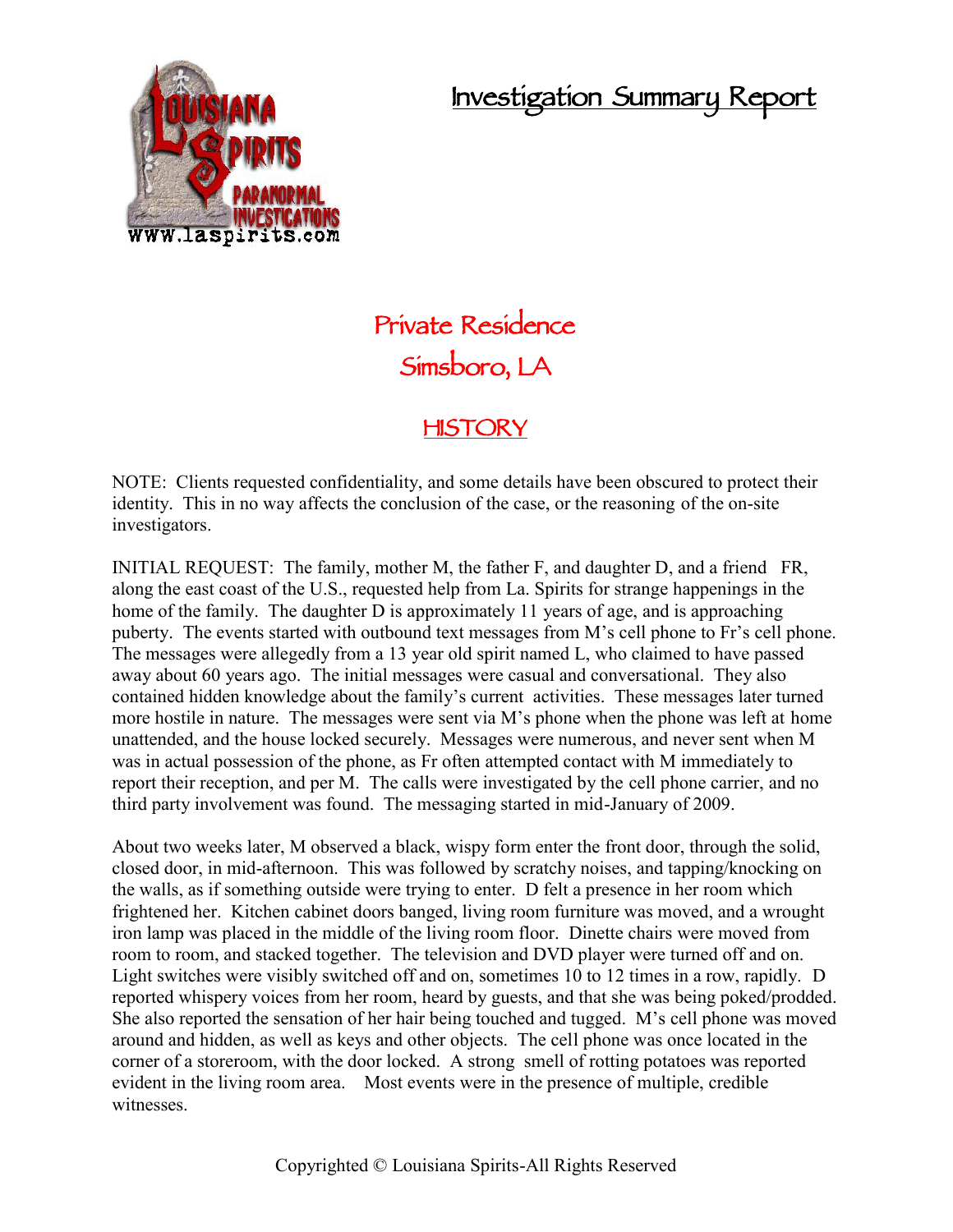# Investigation Summary Report

## Private Residence
## Simsboro, LA

## HISTORY

NOTE: Clients requested confidentiality, and some details have been obscured to protect their identity. This in no way affects the conclusion of the case, or the reasoning of the on-site investigators.

INITIAL REQUEST: The family, mother M, the father F, and daughter D, and a friend FR, along the east coast of the U.S., requested help from La. Spirits for strange happenings in the home of the family. The daughter D is approximately 11 years of age, and is approaching puberty. The events started with outbound text messages from M's cell phone to Fr's cell phone. The messages were allegedly from a 13 year old spirit named L, who claimed to have passed away about 60 years ago. The initial messages were casual and conversational. They also contained hidden knowledge about the family's current activities. These messages later turned more hostile in nature. The messages were sent via M's phone when the phone was left at home unattended, and the house locked securely. Messages were numerous, and never sent when M was in actual possession of the phone, as Fr often attempted contact with M immediately to report their reception, and per M. The calls were investigated by the cell phone carrier, and no third party involvement was found. The messaging started in mid-January of 2009.

About two weeks later, M observed a black, wispy form enter the front door, through the solid, closed door, in mid-afternoon. This was followed by scratchy noises, and tapping/knocking on the walls, as if something outside were trying to enter. D felt a presence in her room which frightened her. Kitchen cabinet doors banged, living room furniture was moved, and a wrought iron lamp was placed in the middle of the living room floor. Dinette chairs were moved from room to room, and stacked together. The television and DVD player were turned off and on. Light switches were visibly switched off and on, sometimes 10 to 12 times in a row, rapidly. D reported whispery voices from her room, heard by guests, and that she was being poked/prodded. She also reported the sensation of her hair being touched and tugged. M's cell phone was moved around and hidden, as well as keys and other objects. The cell phone was once located in the corner of a storeroom, with the door locked. A strong smell of rotting potatoes was reported evident in the living room area. Most events were in the presence of multiple, credible witnesses.

Copyrighted © Louisiana Spirits-All Rights Reserved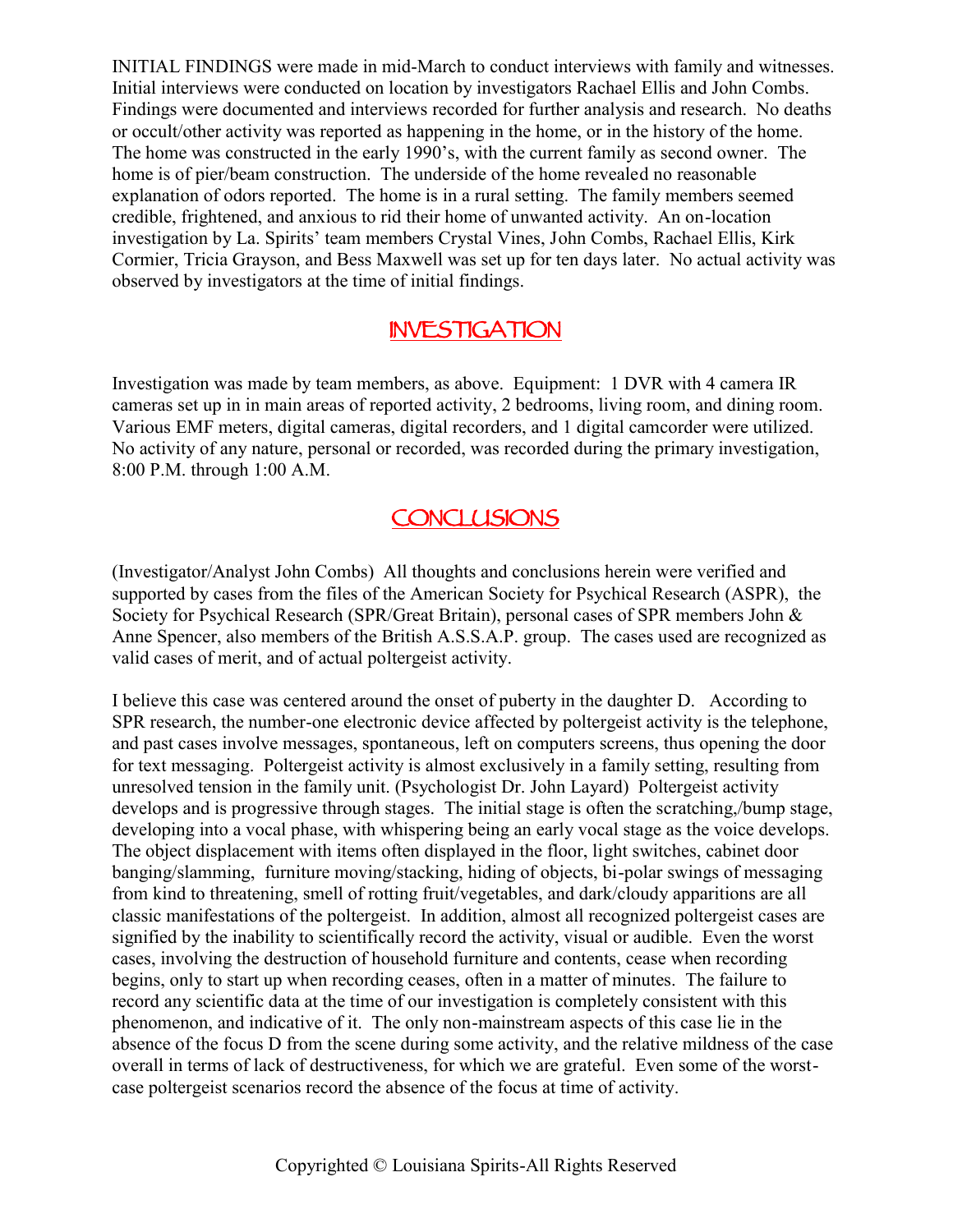INITIAL FINDINGS were made in mid-March to conduct interviews with family and witnesses. Initial interviews were conducted on location by investigators Rachael Ellis and John Combs. Findings were documented and interviews recorded for further analysis and research. No deaths or occult/other activity was reported as happening in the home, or in the history of the home. The home was constructed in the early 1990's, with the current family as second owner. The home is of pier/beam construction. The underside of the home revealed no reasonable explanation of odors reported. The home is in a rural setting. The family members seemed credible, frightened, and anxious to rid their home of unwanted activity. An on-location investigation by La. Spirits' team members Crystal Vines, John Combs, Rachael Ellis, Kirk Cormier, Tricia Grayson, and Bess Maxwell was set up for ten days later. No actual activity was observed by investigators at the time of initial findings.

## INVESTIGATION

Investigation was made by team members, as above. Equipment: 1 DVR with 4 camera IR cameras set up in in main areas of reported activity, 2 bedrooms, living room, and dining room. Various EMF meters, digital cameras, digital recorders, and 1 digital camcorder were utilized. No activity of any nature, personal or recorded, was recorded during the primary investigation, 8:00 P.M. through 1:00 A.M.

## CONCLUSIONS

(Investigator/Analyst John Combs) All thoughts and conclusions herein were verified and supported by cases from the files of the American Society for Psychical Research (ASPR), the Society for Psychical Research (SPR/Great Britain), personal cases of SPR members John & Anne Spencer, also members of the British A.S.S.A.P. group. The cases used are recognized as valid cases of merit, and of actual poltergeist activity.

I believe this case was centered around the onset of puberty in the daughter D. According to SPR research, the number-one electronic device affected by poltergeist activity is the telephone, and past cases involve messages, spontaneous, left on computers screens, thus opening the door for text messaging. Poltergeist activity is almost exclusively in a family setting, resulting from unresolved tension in the family unit. (Psychologist Dr. John Layard) Poltergeist activity develops and is progressive through stages. The initial stage is often the scratching,/bump stage, developing into a vocal phase, with whispering being an early vocal stage as the voice develops. The object displacement with items often displayed in the floor, light switches, cabinet door banging/slamming, furniture moving/stacking, hiding of objects, bi-polar swings of messaging from kind to threatening, smell of rotting fruit/vegetables, and dark/cloudy apparitions are all classic manifestations of the poltergeist. In addition, almost all recognized poltergeist cases are signified by the inability to scientifically record the activity, visual or audible. Even the worst cases, involving the destruction of household furniture and contents, cease when recording begins, only to start up when recording ceases, often in a matter of minutes. The failure to record any scientific data at the time of our investigation is completely consistent with this phenomenon, and indicative of it. The only non-mainstream aspects of this case lie in the absence of the focus D from the scene during some activity, and the relative mildness of the case overall in terms of lack of destructiveness, for which we are grateful. Even some of the worst-case poltergeist scenarios record the absence of the focus at time of activity.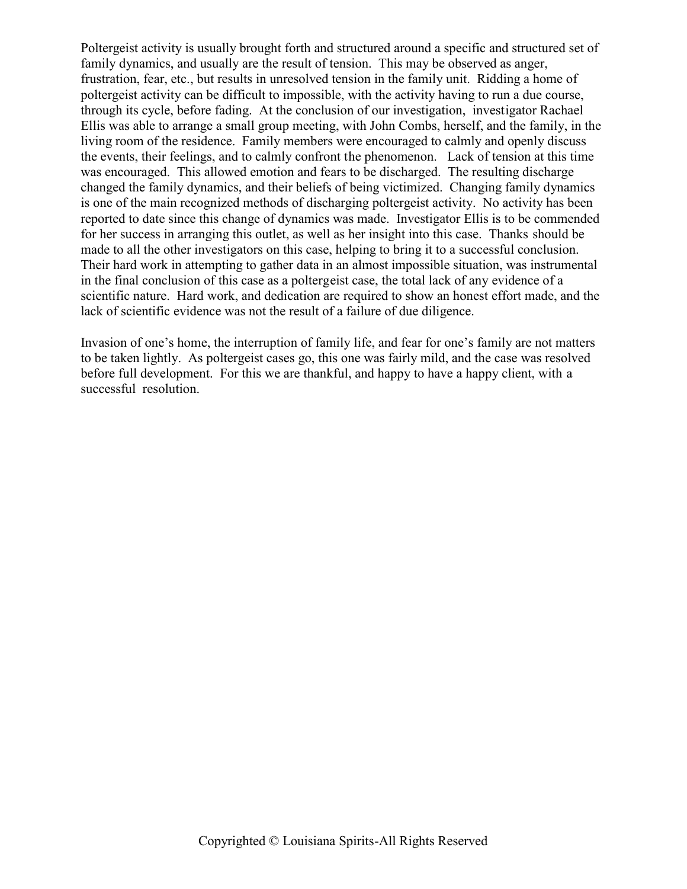Poltergeist activity is usually brought forth and structured around a specific and structured set of family dynamics, and usually are the result of tension. This may be observed as anger, frustration, fear, etc., but results in unresolved tension in the family unit. Ridding a home of poltergeist activity can be difficult to impossible, with the activity having to run a due course, through its cycle, before fading. At the conclusion of our investigation, investigator Rachael Ellis was able to arrange a small group meeting, with John Combs, herself, and the family, in the living room of the residence. Family members were encouraged to calmly and openly discuss the events, their feelings, and to calmly confront the phenomenon. Lack of tension at this time was encouraged. This allowed emotion and fears to be discharged. The resulting discharge changed the family dynamics, and their beliefs of being victimized. Changing family dynamics is one of the main recognized methods of discharging poltergeist activity. No activity has been reported to date since this change of dynamics was made. Investigator Ellis is to be commended for her success in arranging this outlet, as well as her insight into this case. Thanks should be made to all the other investigators on this case, helping to bring it to a successful conclusion. Their hard work in attempting to gather data in an almost impossible situation, was instrumental in the final conclusion of this case as a poltergeist case, the total lack of any evidence of a scientific nature. Hard work, and dedication are required to show an honest effort made, and the lack of scientific evidence was not the result of a failure of due diligence.

Invasion of one's home, the interruption of family life, and fear for one's family are not matters to be taken lightly. As poltergeist cases go, this one was fairly mild, and the case was resolved before full development. For this we are thankful, and happy to have a happy client, with a successful resolution.

Copyrighted © Louisiana Spirits-All Rights Reserved